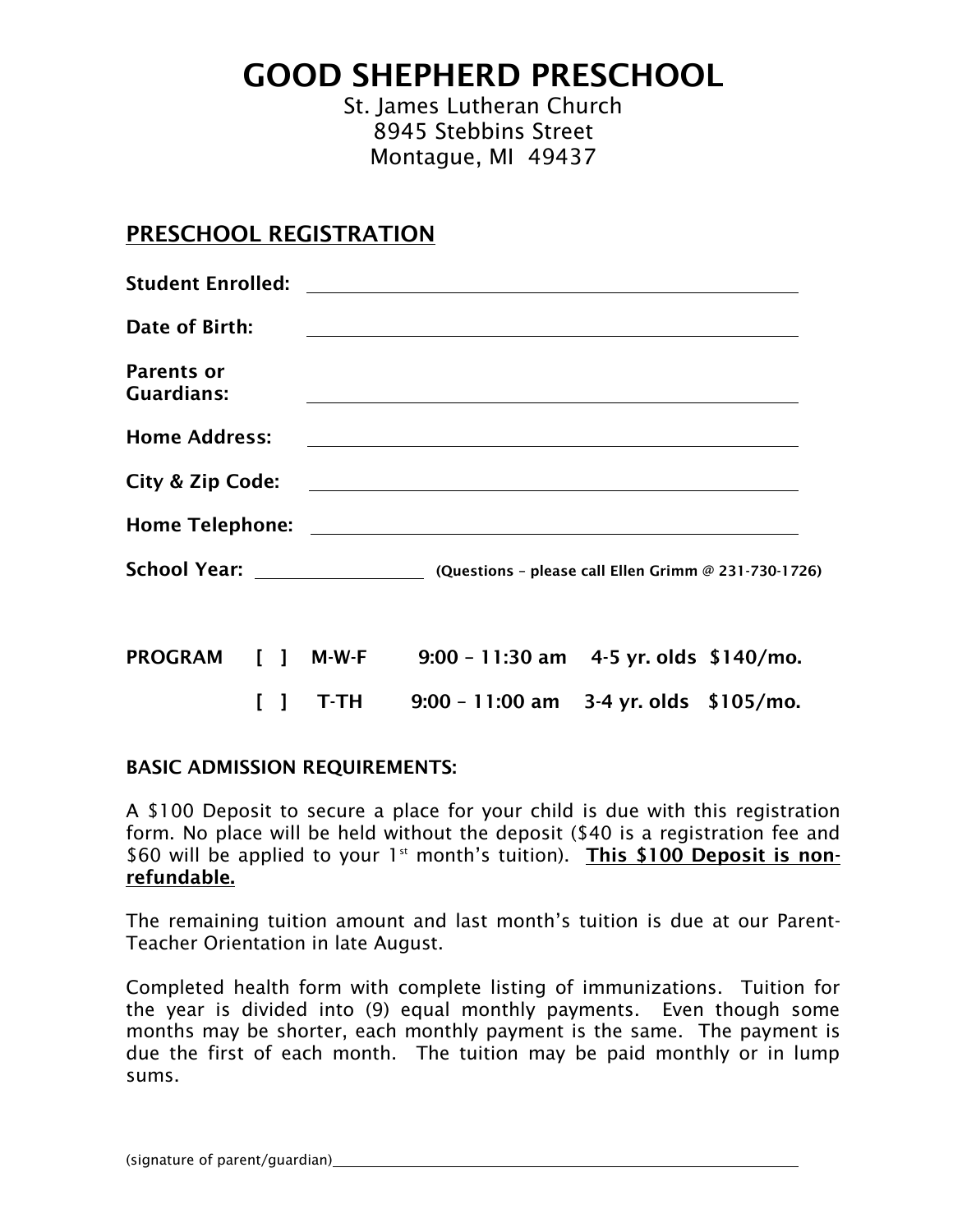# GOOD SHEPHERD PRESCHOOL

St. James Lutheran Church
8945 Stebbins Street
Montague, MI 49437

## PRESCHOOL REGISTRATION

**Student Enrolled:** ______________________________

**Date of Birth:** ______________________________

**Parents or Guardians:** ______________________________

**Home Address:** ______________________________

**City & Zip Code:** ______________________________

**Home Telephone:** ______________________________

**School Year:** ______________ **(Questions – please call Ellen Grimm @ 231-730-1726)**

| | | | | | |
|---|---|---|---|---|---|
| **PROGRAM** | **[ ]** | **M-W-F** | **9:00 – 11:30 am** | **4-5 yr. olds** | **$140/mo.** |
| | **[ ]** | **T-TH** | **9:00 – 11:00 am** | **3-4 yr. olds** | **$105/mo.** |

**BASIC ADMISSION REQUIREMENTS:**

A $100 Deposit to secure a place for your child is due with this registration form. No place will be held without the deposit ($40 is a registration fee and $60 will be applied to your 1st month's tuition). **This $100 Deposit is non-refundable.**

The remaining tuition amount and last month's tuition is due at our Parent-Teacher Orientation in late August.

Completed health form with complete listing of immunizations. Tuition for the year is divided into (9) equal monthly payments. Even though some months may be shorter, each monthly payment is the same. The payment is due the first of each month. The tuition may be paid monthly or in lump sums.

(signature of parent/guardian)______________________________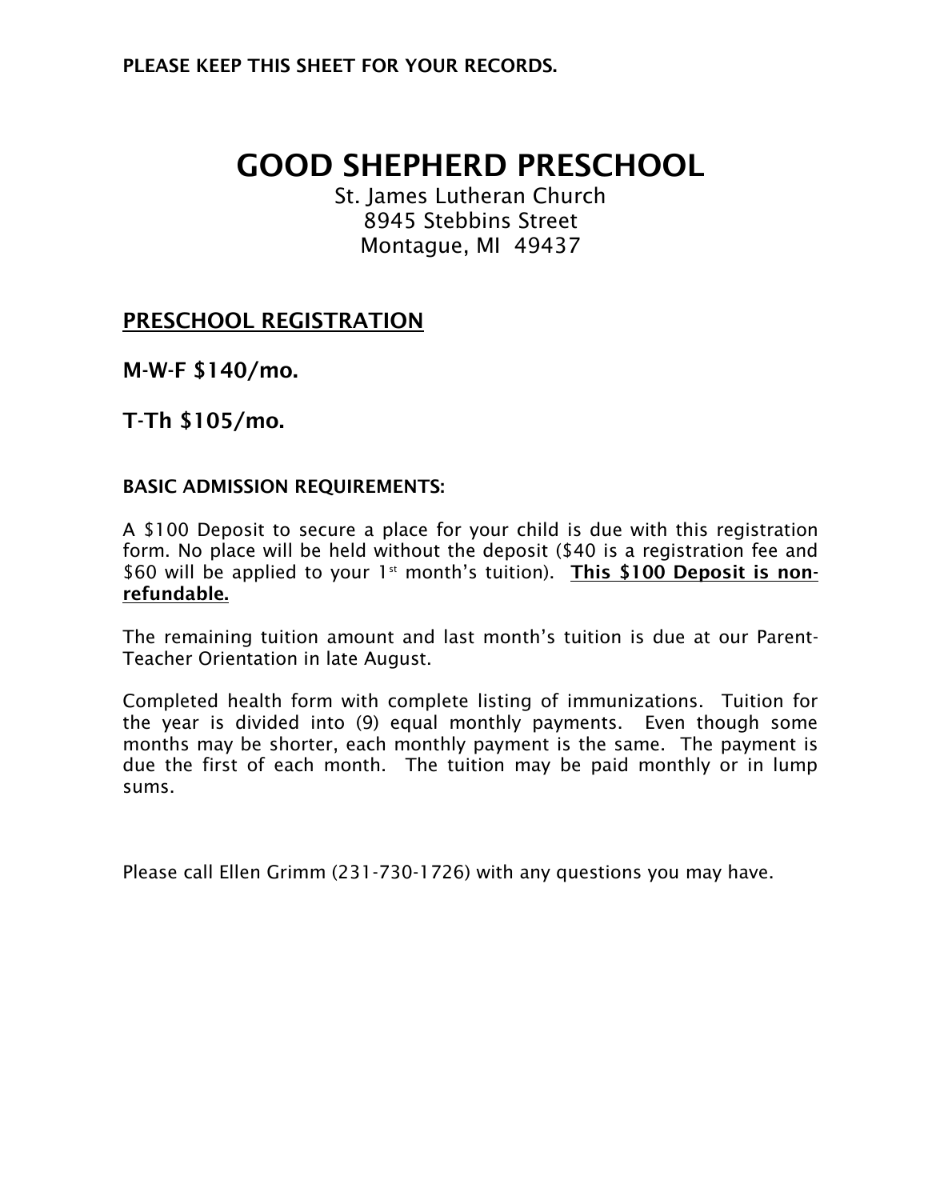**PLEASE KEEP THIS SHEET FOR YOUR RECORDS.**

# GOOD SHEPHERD PRESCHOOL

St. James Lutheran Church
8945 Stebbins Street
Montague, MI 49437

## PRESCHOOL REGISTRATION

### M-W-F $140/mo.

### T-Th $105/mo.

**BASIC ADMISSION REQUIREMENTS:**

A $100 Deposit to secure a place for your child is due with this registration form. No place will be held without the deposit ($40 is a registration fee and $60 will be applied to your 1st month's tuition). **This $100 Deposit is non-refundable.**

The remaining tuition amount and last month's tuition is due at our Parent-Teacher Orientation in late August.

Completed health form with complete listing of immunizations. Tuition for the year is divided into (9) equal monthly payments. Even though some months may be shorter, each monthly payment is the same. The payment is due the first of each month. The tuition may be paid monthly or in lump sums.

Please call Ellen Grimm (231-730-1726) with any questions you may have.